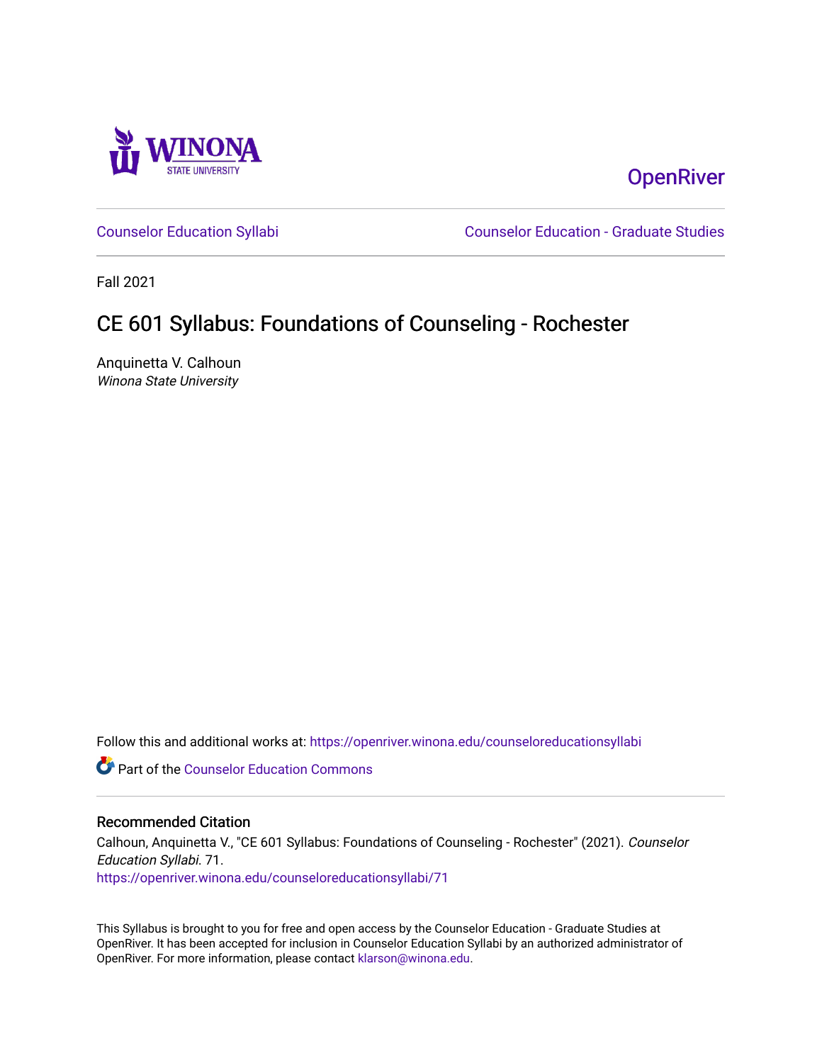OpenRiver

Counselor Education Syllabi

Counselor Education - Graduate Studies

Fall 2021

# CE 601 Syllabus: Foundations of Counseling - Rochester

Anquinetta V. Calhoun

*Winona State University*

Follow this and additional works at: https://openriver.winona.edu/counseloreducationsyllabi

Part of the Counselor Education Commons

## Recommended Citation

Calhoun, Anquinetta V., "CE 601 Syllabus: Foundations of Counseling - Rochester" (2021). *Counselor Education Syllabi*. 71.
https://openriver.winona.edu/counseloreducationsyllabi/71

This Syllabus is brought to you for free and open access by the Counselor Education - Graduate Studies at OpenRiver. It has been accepted for inclusion in Counselor Education Syllabi by an authorized administrator of OpenRiver. For more information, please contact klarson@winona.edu.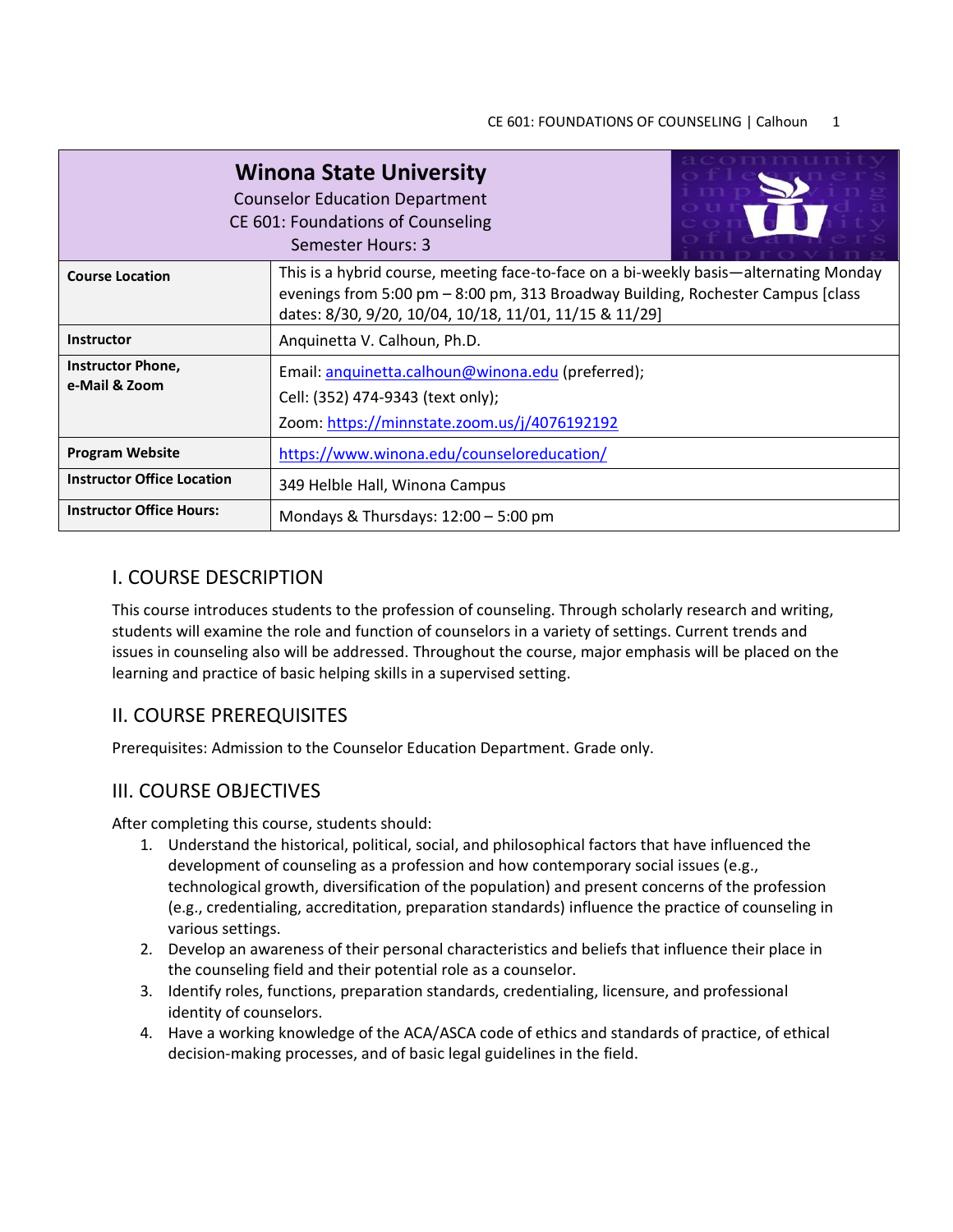| **Winona State University**<br>Counselor Education Department<br>CE 601: Foundations of Counseling<br>Semester Hours: 3 | |
|---|---|
| **Course Location** | This is a hybrid course, meeting face-to-face on a bi-weekly basis—alternating Monday evenings from 5:00 pm – 8:00 pm, 313 Broadway Building, Rochester Campus [class dates: 8/30, 9/20, 10/04, 10/18, 11/01, 11/15 & 11/29] |
| **Instructor** | Anquinetta V. Calhoun, Ph.D. |
| **Instructor Phone, e-Mail & Zoom** | Email: anquinetta.calhoun@winona.edu (preferred);<br>Cell: (352) 474-9343 (text only);<br>Zoom: https://minnstate.zoom.us/j/4076192192 |
| **Program Website** | https://www.winona.edu/counseloreducation/ |
| **Instructor Office Location** | 349 Helble Hall, Winona Campus |
| **Instructor Office Hours:** | Mondays & Thursdays: 12:00 – 5:00 pm |

## I. COURSE DESCRIPTION

This course introduces students to the profession of counseling. Through scholarly research and writing, students will examine the role and function of counselors in a variety of settings. Current trends and issues in counseling also will be addressed. Throughout the course, major emphasis will be placed on the learning and practice of basic helping skills in a supervised setting.

## II. COURSE PREREQUISITES

Prerequisites: Admission to the Counselor Education Department. Grade only.

## III. COURSE OBJECTIVES

After completing this course, students should:

1. Understand the historical, political, social, and philosophical factors that have influenced the development of counseling as a profession and how contemporary social issues (e.g., technological growth, diversification of the population) and present concerns of the profession (e.g., credentialing, accreditation, preparation standards) influence the practice of counseling in various settings.
2. Develop an awareness of their personal characteristics and beliefs that influence their place in the counseling field and their potential role as a counselor.
3. Identify roles, functions, preparation standards, credentialing, licensure, and professional identity of counselors.
4. Have a working knowledge of the ACA/ASCA code of ethics and standards of practice, of ethical decision-making processes, and of basic legal guidelines in the field.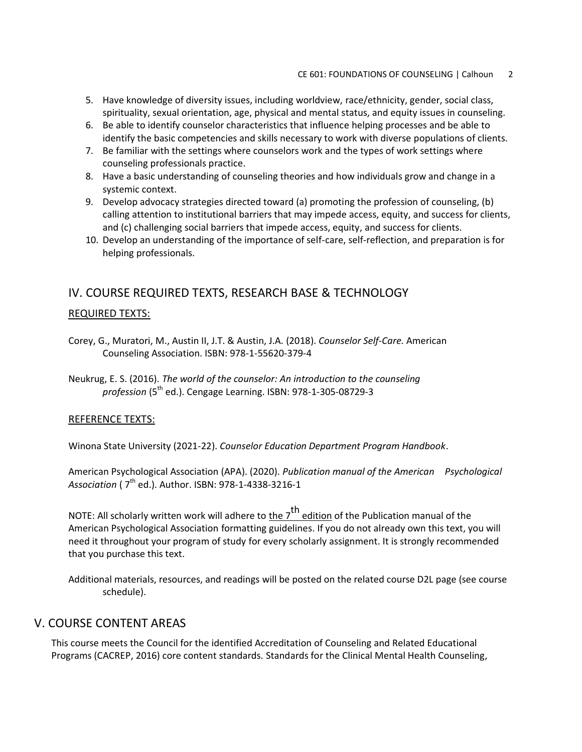5. Have knowledge of diversity issues, including worldview, race/ethnicity, gender, social class, spirituality, sexual orientation, age, physical and mental status, and equity issues in counseling.
6. Be able to identify counselor characteristics that influence helping processes and be able to identify the basic competencies and skills necessary to work with diverse populations of clients.
7. Be familiar with the settings where counselors work and the types of work settings where counseling professionals practice.
8. Have a basic understanding of counseling theories and how individuals grow and change in a systemic context.
9. Develop advocacy strategies directed toward (a) promoting the profession of counseling, (b) calling attention to institutional barriers that may impede access, equity, and success for clients, and (c) challenging social barriers that impede access, equity, and success for clients.
10. Develop an understanding of the importance of self-care, self-reflection, and preparation is for helping professionals.

## IV. COURSE REQUIRED TEXTS, RESEARCH BASE & TECHNOLOGY

### REQUIRED TEXTS:

Corey, G., Muratori, M., Austin II, J.T. & Austin, J.A. (2018). *Counselor Self-Care.* American Counseling Association. ISBN: 978-1-55620-379-4

Neukrug, E. S. (2016). *The world of the counselor: An introduction to the counseling profession* (5th ed.). Cengage Learning. ISBN: 978-1-305-08729-3

### REFERENCE TEXTS:

Winona State University (2021-22). *Counselor Education Department Program Handbook*.

American Psychological Association (APA). (2020). *Publication manual of the American Psychological Association* ( 7th ed.). Author. ISBN: 978-1-4338-3216-1

NOTE: All scholarly written work will adhere to the 7th edition of the Publication manual of the American Psychological Association formatting guidelines. If you do not already own this text, you will need it throughout your program of study for every scholarly assignment. It is strongly recommended that you purchase this text.

Additional materials, resources, and readings will be posted on the related course D2L page (see course schedule).

## V. COURSE CONTENT AREAS

This course meets the Council for the identified Accreditation of Counseling and Related Educational Programs (CACREP, 2016) core content standards. Standards for the Clinical Mental Health Counseling,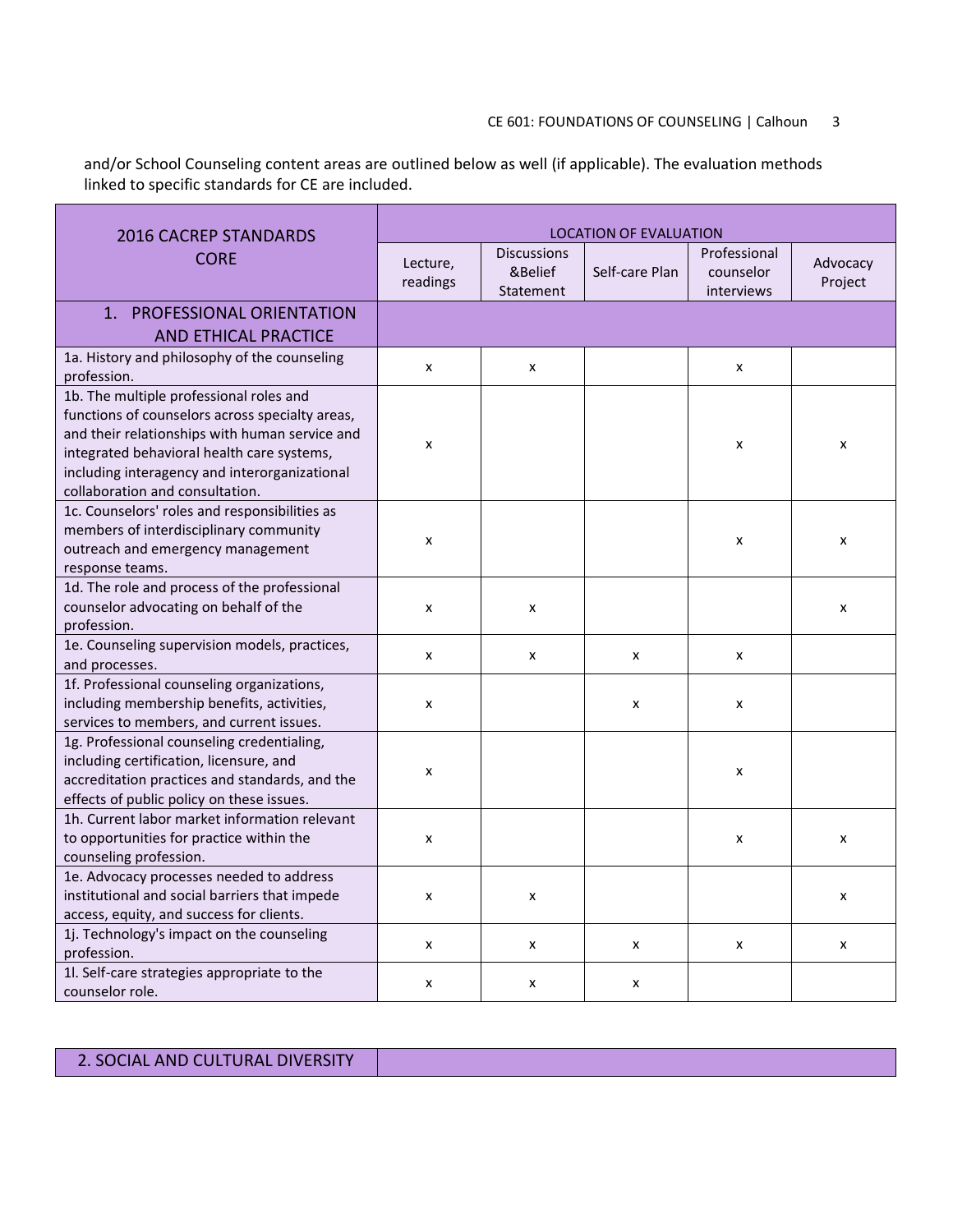and/or School Counseling content areas are outlined below as well (if applicable). The evaluation methods linked to specific standards for CE are included.

| 2016 CACREP STANDARDS CORE | LOCATION OF EVALUATION | | | | |
|---|---|---|---|---|---|
| | Lecture, readings | Discussions &Belief Statement | Self-care Plan | Professional counselor interviews | Advocacy Project |
| **1. PROFESSIONAL ORIENTATION AND ETHICAL PRACTICE** | | | | | |
| 1a. History and philosophy of the counseling profession. | x | x | | x | |
| 1b. The multiple professional roles and functions of counselors across specialty areas, and their relationships with human service and integrated behavioral health care systems, including interagency and interorganizational collaboration and consultation. | x | | | x | x |
| 1c. Counselors' roles and responsibilities as members of interdisciplinary community outreach and emergency management response teams. | x | | | x | x |
| 1d. The role and process of the professional counselor advocating on behalf of the profession. | x | x | | | x |
| 1e. Counseling supervision models, practices, and processes. | x | x | x | x | |
| 1f. Professional counseling organizations, including membership benefits, activities, services to members, and current issues. | x | | x | x | |
| 1g. Professional counseling credentialing, including certification, licensure, and accreditation practices and standards, and the effects of public policy on these issues. | x | | | x | |
| 1h. Current labor market information relevant to opportunities for practice within the counseling profession. | x | | | x | x |
| 1e. Advocacy processes needed to address institutional and social barriers that impede access, equity, and success for clients. | x | x | | | x |
| 1j. Technology's impact on the counseling profession. | x | x | x | x | x |
| 1l. Self-care strategies appropriate to the counselor role. | x | x | x | | |

| 2. SOCIAL AND CULTURAL DIVERSITY | |
|---|---|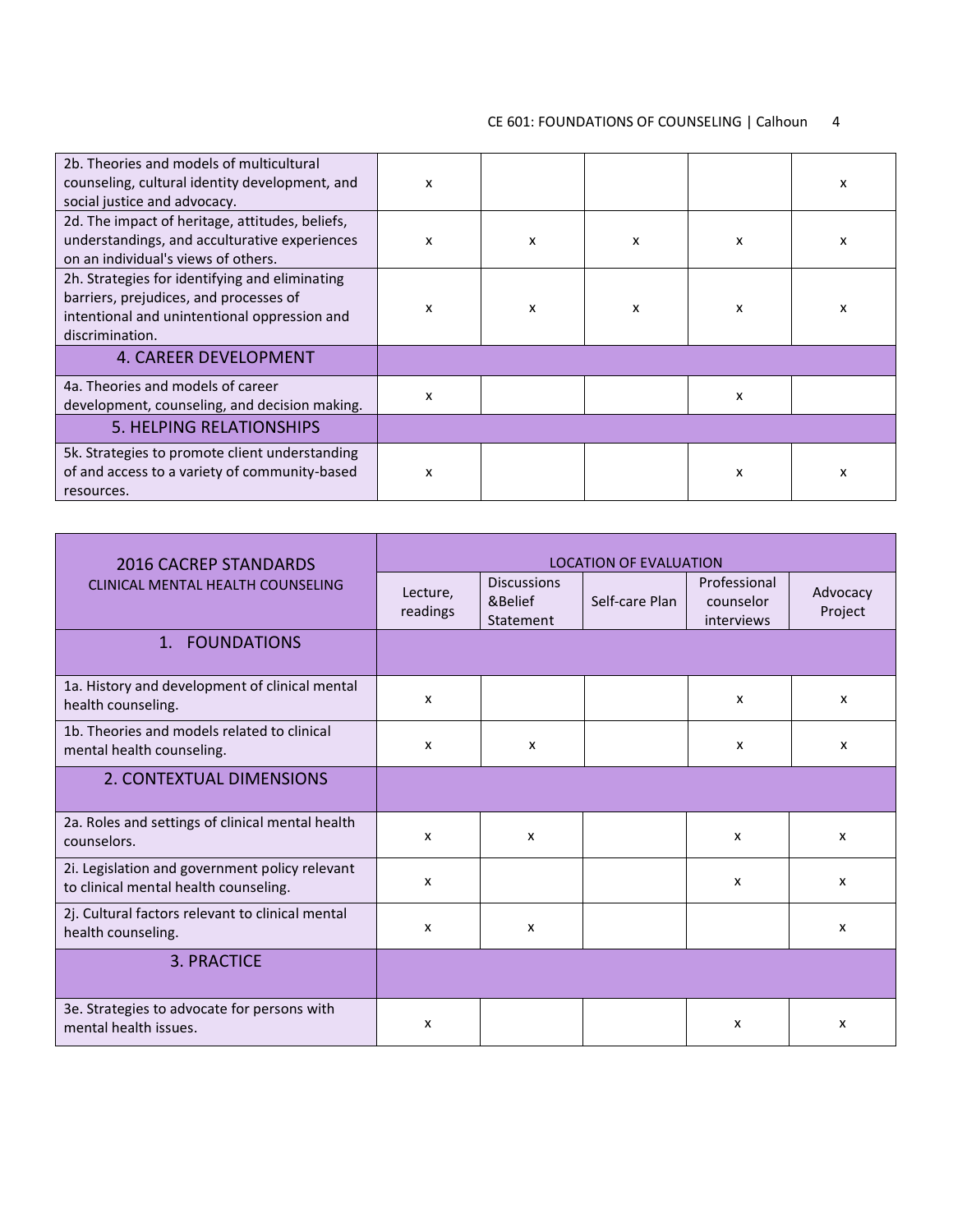| | | | | | |
|---|---|---|---|---|---|
| 2b. Theories and models of multicultural counseling, cultural identity development, and social justice and advocacy. | x | | | | x |
| 2d. The impact of heritage, attitudes, beliefs, understandings, and acculturative experiences on an individual's views of others. | x | x | x | x | x |
| 2h. Strategies for identifying and eliminating barriers, prejudices, and processes of intentional and unintentional oppression and discrimination. | x | x | x | x | x |
| **4. CAREER DEVELOPMENT** | | | | | |
| 4a. Theories and models of career development, counseling, and decision making. | x | | | x | |
| **5. HELPING RELATIONSHIPS** | | | | | |
| 5k. Strategies to promote client understanding of and access to a variety of community-based resources. | x | | | x | x |

| 2016 CACREP STANDARDS CLINICAL MENTAL HEALTH COUNSELING | LOCATION OF EVALUATION | | | | |
|---|---|---|---|---|---|
| | Lecture, readings | Discussions &Belief Statement | Self-care Plan | Professional counselor interviews | Advocacy Project |
| **1. FOUNDATIONS** | | | | | |
| 1a. History and development of clinical mental health counseling. | x | | | x | x |
| 1b. Theories and models related to clinical mental health counseling. | x | x | | x | x |
| **2. CONTEXTUAL DIMENSIONS** | | | | | |
| 2a. Roles and settings of clinical mental health counselors. | x | x | | x | x |
| 2i. Legislation and government policy relevant to clinical mental health counseling. | x | | | x | x |
| 2j. Cultural factors relevant to clinical mental health counseling. | x | x | | | x |
| **3. PRACTICE** | | | | | |
| 3e. Strategies to advocate for persons with mental health issues. | x | | | x | x |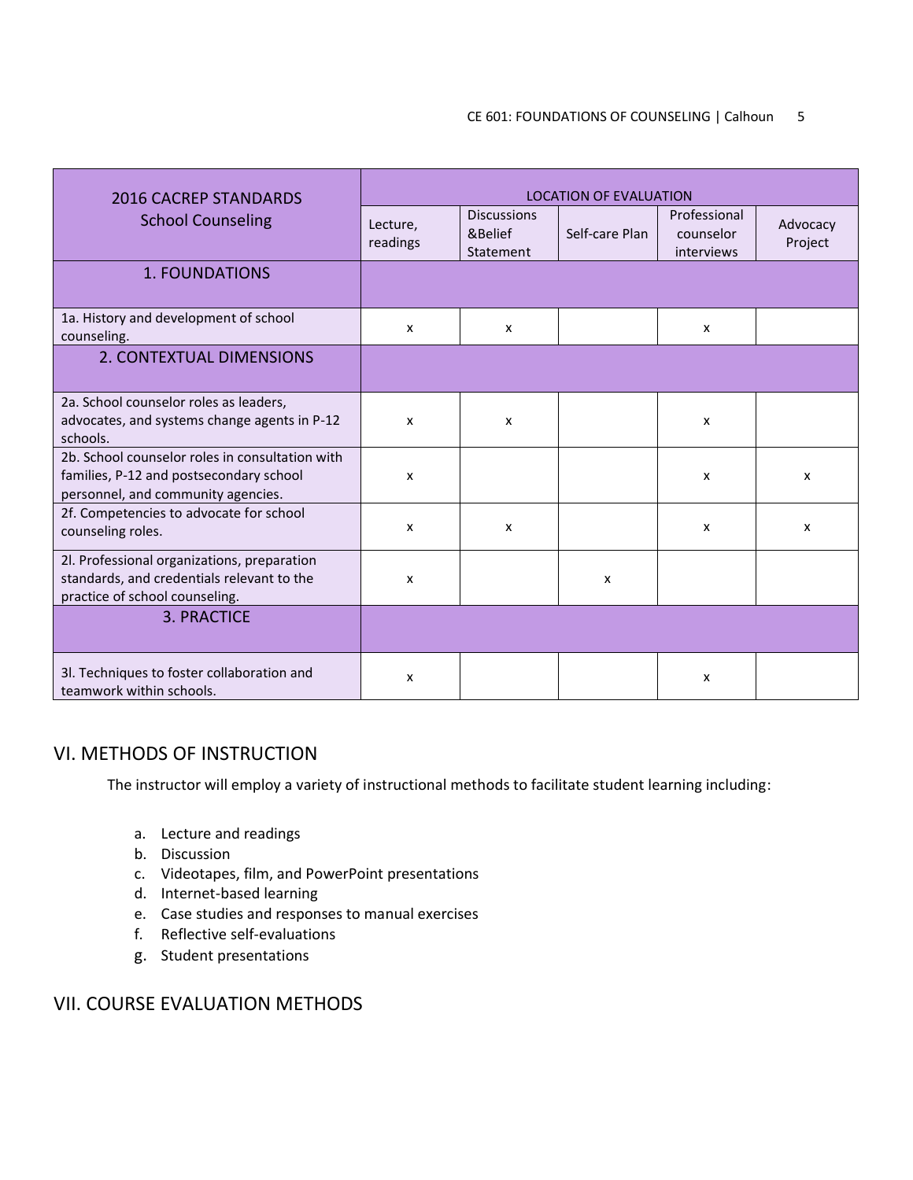| 2016 CACREP STANDARDS School Counseling | LOCATION OF EVALUATION | | | | |
|---|---|---|---|---|---|
| | Lecture, readings | Discussions &Belief Statement | Self-care Plan | Professional counselor interviews | Advocacy Project |
| 1. FOUNDATIONS | | | | | |
| 1a. History and development of school counseling. | x | x | | x | |
| 2. CONTEXTUAL DIMENSIONS | | | | | |
| 2a. School counselor roles as leaders, advocates, and systems change agents in P-12 schools. | x | x | | x | |
| 2b. School counselor roles in consultation with families, P-12 and postsecondary school personnel, and community agencies. | x | | | x | x |
| 2f. Competencies to advocate for school counseling roles. | x | x | | x | x |
| 2l. Professional organizations, preparation standards, and credentials relevant to the practice of school counseling. | x | | x | | |
| 3. PRACTICE | | | | | |
| 3l. Techniques to foster collaboration and teamwork within schools. | x | | | x | |

## VI. METHODS OF INSTRUCTION

The instructor will employ a variety of instructional methods to facilitate student learning including:

a. Lecture and readings
b. Discussion
c. Videotapes, film, and PowerPoint presentations
d. Internet-based learning
e. Case studies and responses to manual exercises
f. Reflective self-evaluations
g. Student presentations

## VII. COURSE EVALUATION METHODS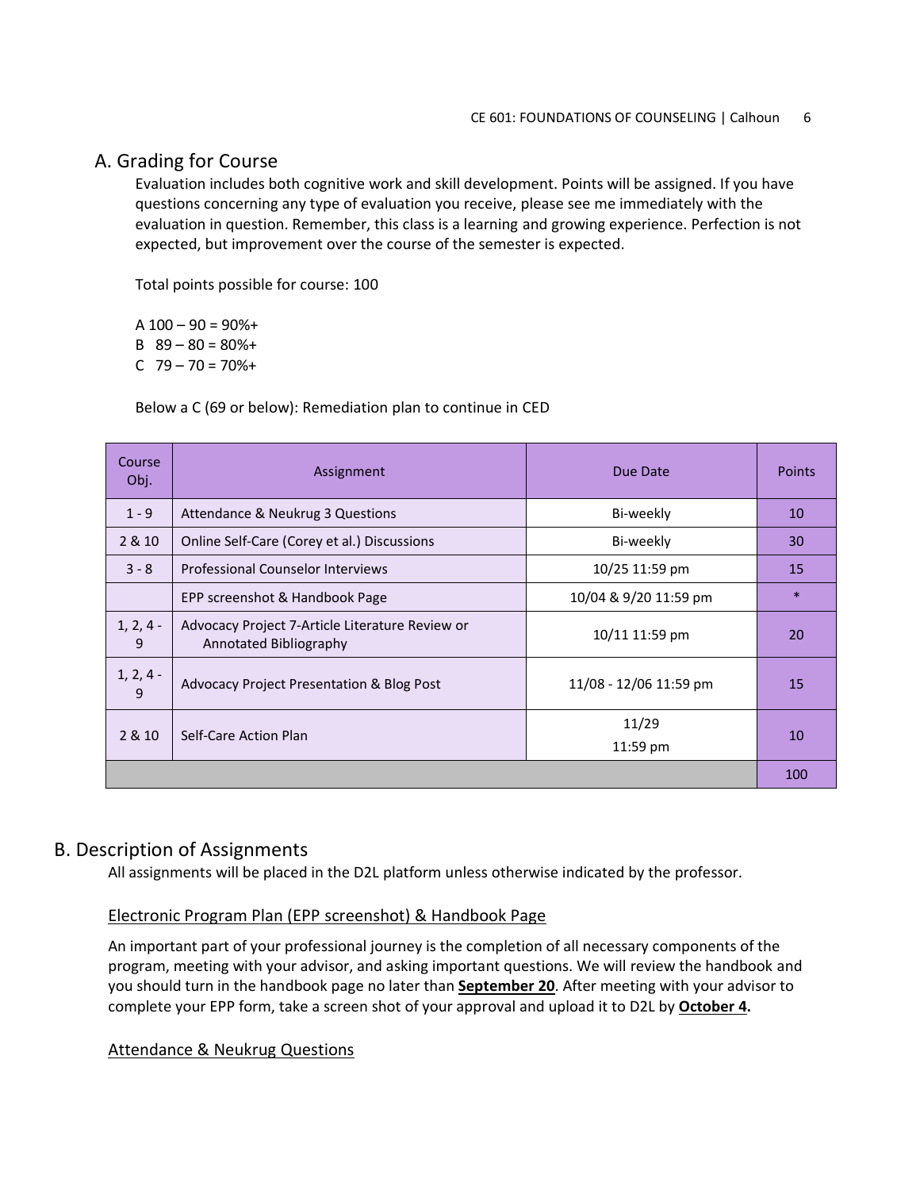## A. Grading for Course

Evaluation includes both cognitive work and skill development. Points will be assigned. If you have questions concerning any type of evaluation you receive, please see me immediately with the evaluation in question. Remember, this class is a learning and growing experience. Perfection is not expected, but improvement over the course of the semester is expected.

Total points possible for course: 100

A 100 – 90 = 90%+
B 89 – 80 = 80%+
C 79 – 70 = 70%+

Below a C (69 or below): Remediation plan to continue in CED

| Course Obj. | Assignment | Due Date | Points |
|---|---|---|---|
| 1 - 9 | Attendance & Neukrug 3 Questions | Bi-weekly | 10 |
| 2 & 10 | Online Self-Care (Corey et al.) Discussions | Bi-weekly | 30 |
| 3 - 8 | Professional Counselor Interviews | 10/25 11:59 pm | 15 |
| | EPP screenshot & Handbook Page | 10/04 & 9/20 11:59 pm | * |
| 1, 2, 4 - 9 | Advocacy Project 7-Article Literature Review or Annotated Bibliography | 10/11 11:59 pm | 20 |
| 1, 2, 4 - 9 | Advocacy Project Presentation & Blog Post | 11/08 - 12/06 11:59 pm | 15 |
| 2 & 10 | Self-Care Action Plan | 11/29 11:59 pm | 10 |
| | | | 100 |

## B. Description of Assignments

All assignments will be placed in the D2L platform unless otherwise indicated by the professor.

### Electronic Program Plan (EPP screenshot) & Handbook Page

An important part of your professional journey is the completion of all necessary components of the program, meeting with your advisor, and asking important questions. We will review the handbook and you should turn in the handbook page no later than **September 20**. After meeting with your advisor to complete your EPP form, take a screen shot of your approval and upload it to D2L by **October 4.**

### Attendance & Neukrug Questions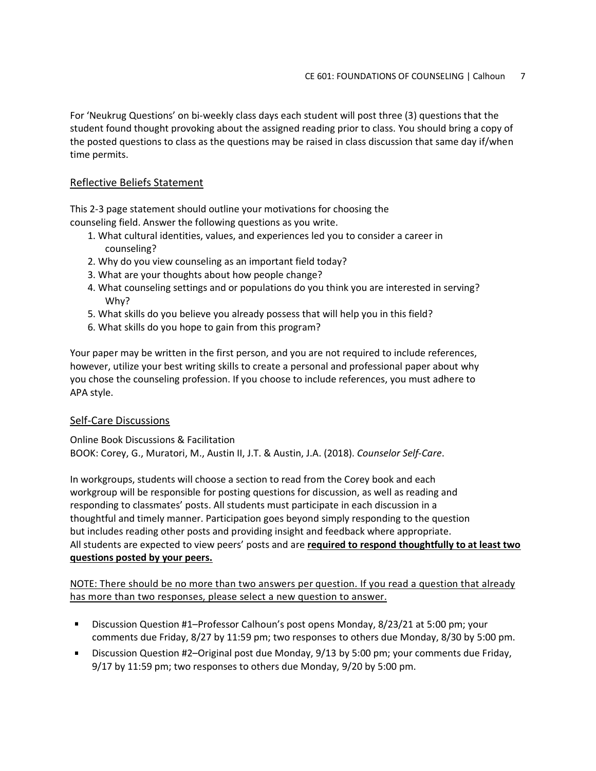For 'Neukrug Questions' on bi-weekly class days each student will post three (3) questions that the student found thought provoking about the assigned reading prior to class. You should bring a copy of the posted questions to class as the questions may be raised in class discussion that same day if/when time permits.

## Reflective Beliefs Statement

This 2-3 page statement should outline your motivations for choosing the counseling field. Answer the following questions as you write.

1. What cultural identities, values, and experiences led you to consider a career in counseling?
2. Why do you view counseling as an important field today?
3. What are your thoughts about how people change?
4. What counseling settings and or populations do you think you are interested in serving? Why?
5. What skills do you believe you already possess that will help you in this field?
6. What skills do you hope to gain from this program?

Your paper may be written in the first person, and you are not required to include references, however, utilize your best writing skills to create a personal and professional paper about why you chose the counseling profession. If you choose to include references, you must adhere to APA style.

## Self-Care Discussions

Online Book Discussions & Facilitation
BOOK: Corey, G., Muratori, M., Austin II, J.T. & Austin, J.A. (2018). *Counselor Self-Care*.

In workgroups, students will choose a section to read from the Corey book and each workgroup will be responsible for posting questions for discussion, as well as reading and responding to classmates' posts. All students must participate in each discussion in a thoughtful and timely manner. Participation goes beyond simply responding to the question but includes reading other posts and providing insight and feedback where appropriate. All students are expected to view peers' posts and are **required to respond thoughtfully to at least two questions posted by your peers.**

NOTE: There should be no more than two answers per question. If you read a question that already has more than two responses, please select a new question to answer.

- Discussion Question #1–Professor Calhoun's post opens Monday, 8/23/21 at 5:00 pm; your comments due Friday, 8/27 by 11:59 pm; two responses to others due Monday, 8/30 by 5:00 pm.
- Discussion Question #2–Original post due Monday, 9/13 by 5:00 pm; your comments due Friday, 9/17 by 11:59 pm; two responses to others due Monday, 9/20 by 5:00 pm.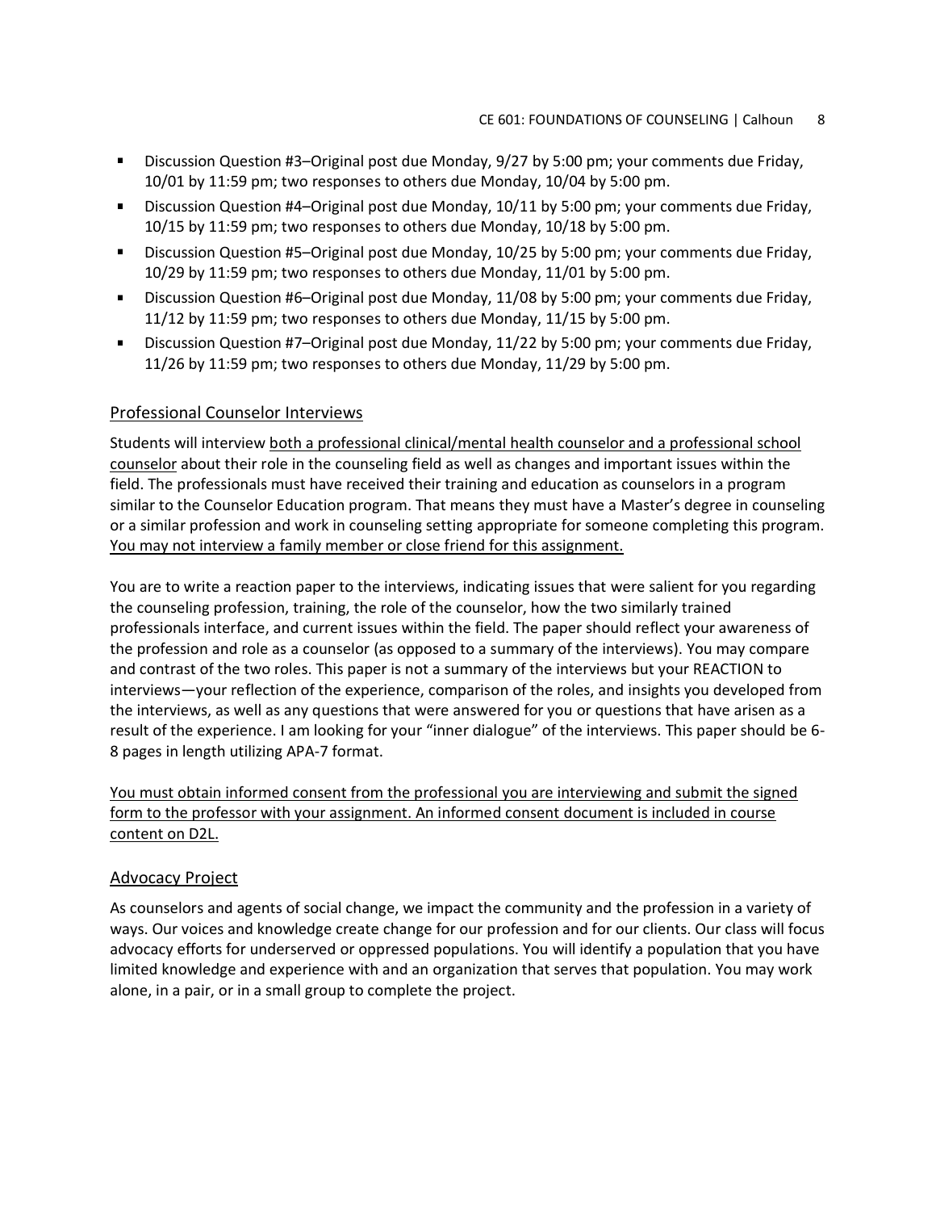- Discussion Question #3–Original post due Monday, 9/27 by 5:00 pm; your comments due Friday, 10/01 by 11:59 pm; two responses to others due Monday, 10/04 by 5:00 pm.
- Discussion Question #4–Original post due Monday, 10/11 by 5:00 pm; your comments due Friday, 10/15 by 11:59 pm; two responses to others due Monday, 10/18 by 5:00 pm.
- Discussion Question #5–Original post due Monday, 10/25 by 5:00 pm; your comments due Friday, 10/29 by 11:59 pm; two responses to others due Monday, 11/01 by 5:00 pm.
- Discussion Question #6–Original post due Monday, 11/08 by 5:00 pm; your comments due Friday, 11/12 by 11:59 pm; two responses to others due Monday, 11/15 by 5:00 pm.
- Discussion Question #7–Original post due Monday, 11/22 by 5:00 pm; your comments due Friday, 11/26 by 11:59 pm; two responses to others due Monday, 11/29 by 5:00 pm.

## Professional Counselor Interviews

Students will interview both a professional clinical/mental health counselor and a professional school counselor about their role in the counseling field as well as changes and important issues within the field. The professionals must have received their training and education as counselors in a program similar to the Counselor Education program. That means they must have a Master's degree in counseling or a similar profession and work in counseling setting appropriate for someone completing this program. You may not interview a family member or close friend for this assignment.

You are to write a reaction paper to the interviews, indicating issues that were salient for you regarding the counseling profession, training, the role of the counselor, how the two similarly trained professionals interface, and current issues within the field. The paper should reflect your awareness of the profession and role as a counselor (as opposed to a summary of the interviews). You may compare and contrast of the two roles. This paper is not a summary of the interviews but your REACTION to interviews—your reflection of the experience, comparison of the roles, and insights you developed from the interviews, as well as any questions that were answered for you or questions that have arisen as a result of the experience. I am looking for your "inner dialogue" of the interviews. This paper should be 6-8 pages in length utilizing APA-7 format.

You must obtain informed consent from the professional you are interviewing and submit the signed form to the professor with your assignment. An informed consent document is included in course content on D2L.

## Advocacy Project

As counselors and agents of social change, we impact the community and the profession in a variety of ways. Our voices and knowledge create change for our profession and for our clients. Our class will focus advocacy efforts for underserved or oppressed populations. You will identify a population that you have limited knowledge and experience with and an organization that serves that population. You may work alone, in a pair, or in a small group to complete the project.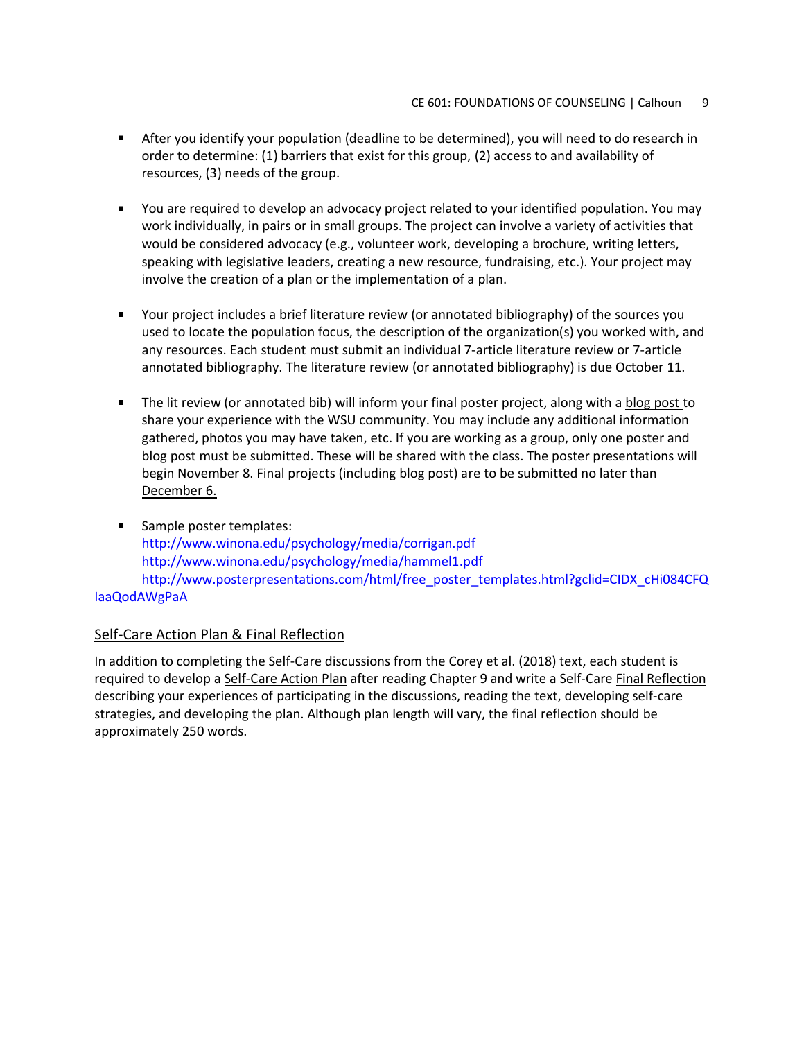- After you identify your population (deadline to be determined), you will need to do research in order to determine: (1) barriers that exist for this group, (2) access to and availability of resources, (3) needs of the group.

- You are required to develop an advocacy project related to your identified population. You may work individually, in pairs or in small groups. The project can involve a variety of activities that would be considered advocacy (e.g., volunteer work, developing a brochure, writing letters, speaking with legislative leaders, creating a new resource, fundraising, etc.). Your project may involve the creation of a plan <u>or</u> the implementation of a plan.

- Your project includes a brief literature review (or annotated bibliography) of the sources you used to locate the population focus, the description of the organization(s) you worked with, and any resources. Each student must submit an individual 7-article literature review or 7-article annotated bibliography. The literature review (or annotated bibliography) is <u>due October 11</u>.

- The lit review (or annotated bib) will inform your final poster project, along with a <u>blog post</u> to share your experience with the WSU community. You may include any additional information gathered, photos you may have taken, etc. If you are working as a group, only one poster and blog post must be submitted. These will be shared with the class. The poster presentations will <u>begin November 8. Final projects (including blog post) are to be submitted no later than December 6.</u>

- Sample poster templates:
  http://www.winona.edu/psychology/media/corrigan.pdf
  http://www.winona.edu/psychology/media/hammel1.pdf
  http://www.posterpresentations.com/html/free_poster_templates.html?gclid=CIDX_cHi084CFQIaaQodAWgPaA

<u>Self-Care Action Plan & Final Reflection</u>

In addition to completing the Self-Care discussions from the Corey et al. (2018) text, each student is required to develop a <u>Self-Care Action Plan</u> after reading Chapter 9 and write a Self-Care <u>Final Reflection</u> describing your experiences of participating in the discussions, reading the text, developing self-care strategies, and developing the plan. Although plan length will vary, the final reflection should be approximately 250 words.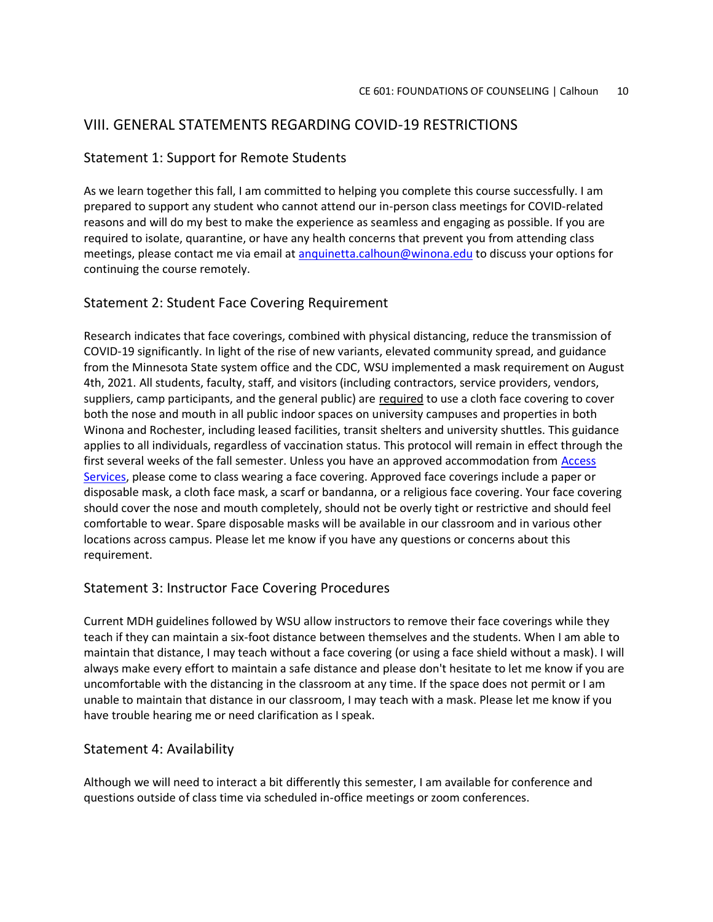## VIII. GENERAL STATEMENTS REGARDING COVID-19 RESTRICTIONS

### Statement 1: Support for Remote Students

As we learn together this fall, I am committed to helping you complete this course successfully. I am prepared to support any student who cannot attend our in-person class meetings for COVID-related reasons and will do my best to make the experience as seamless and engaging as possible. If you are required to isolate, quarantine, or have any health concerns that prevent you from attending class meetings, please contact me via email at anquinetta.calhoun@winona.edu to discuss your options for continuing the course remotely.

### Statement 2: Student Face Covering Requirement

Research indicates that face coverings, combined with physical distancing, reduce the transmission of COVID-19 significantly. In light of the rise of new variants, elevated community spread, and guidance from the Minnesota State system office and the CDC, WSU implemented a mask requirement on August 4th, 2021. All students, faculty, staff, and visitors (including contractors, service providers, vendors, suppliers, camp participants, and the general public) are required to use a cloth face covering to cover both the nose and mouth in all public indoor spaces on university campuses and properties in both Winona and Rochester, including leased facilities, transit shelters and university shuttles. This guidance applies to all individuals, regardless of vaccination status. This protocol will remain in effect through the first several weeks of the fall semester. Unless you have an approved accommodation from Access Services, please come to class wearing a face covering. Approved face coverings include a paper or disposable mask, a cloth face mask, a scarf or bandanna, or a religious face covering. Your face covering should cover the nose and mouth completely, should not be overly tight or restrictive and should feel comfortable to wear. Spare disposable masks will be available in our classroom and in various other locations across campus. Please let me know if you have any questions or concerns about this requirement.

### Statement 3: Instructor Face Covering Procedures

Current MDH guidelines followed by WSU allow instructors to remove their face coverings while they teach if they can maintain a six-foot distance between themselves and the students. When I am able to maintain that distance, I may teach without a face covering (or using a face shield without a mask). I will always make every effort to maintain a safe distance and please don't hesitate to let me know if you are uncomfortable with the distancing in the classroom at any time. If the space does not permit or I am unable to maintain that distance in our classroom, I may teach with a mask. Please let me know if you have trouble hearing me or need clarification as I speak.

### Statement 4: Availability

Although we will need to interact a bit differently this semester, I am available for conference and questions outside of class time via scheduled in-office meetings or zoom conferences.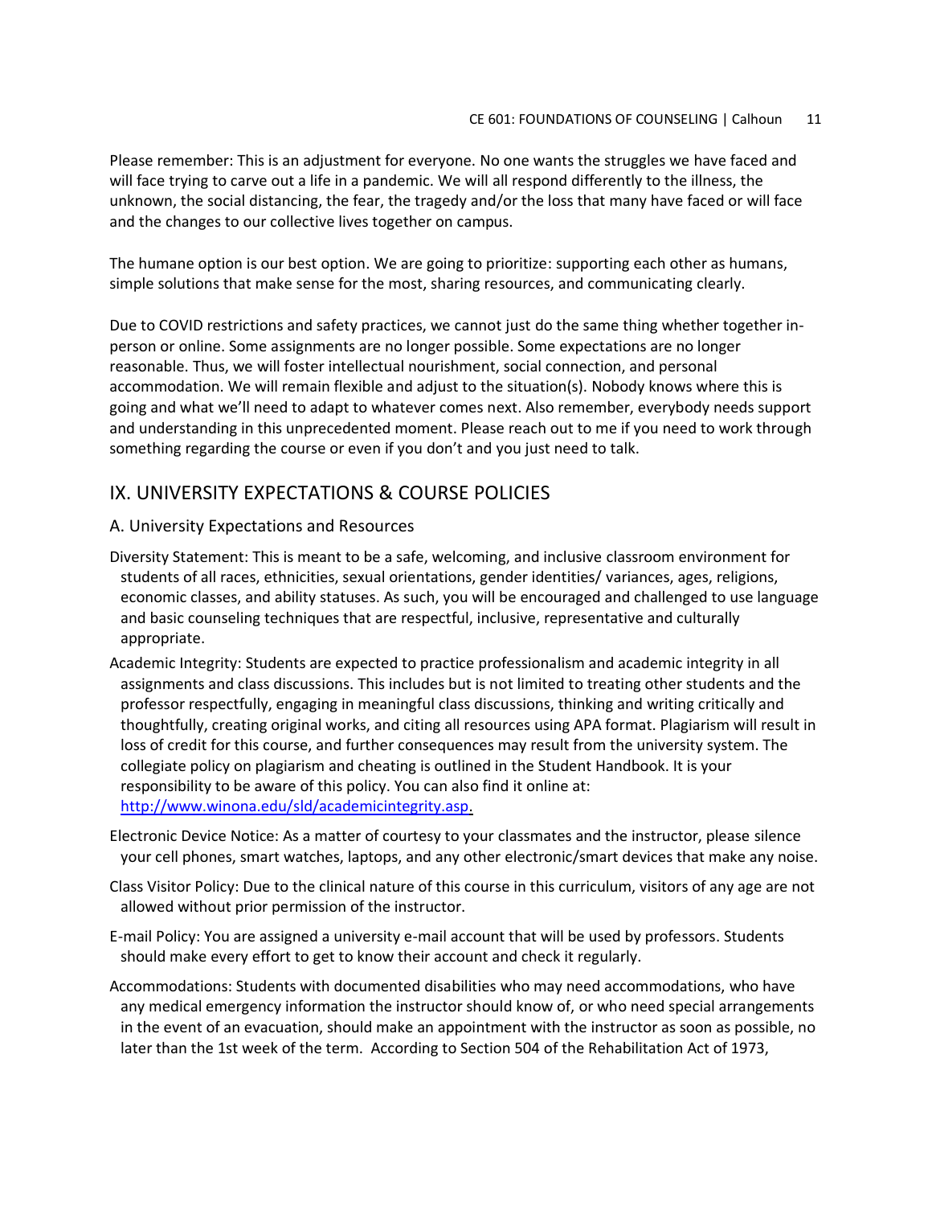Please remember: This is an adjustment for everyone. No one wants the struggles we have faced and will face trying to carve out a life in a pandemic. We will all respond differently to the illness, the unknown, the social distancing, the fear, the tragedy and/or the loss that many have faced or will face and the changes to our collective lives together on campus.

The humane option is our best option. We are going to prioritize: supporting each other as humans, simple solutions that make sense for the most, sharing resources, and communicating clearly.

Due to COVID restrictions and safety practices, we cannot just do the same thing whether together in-person or online. Some assignments are no longer possible. Some expectations are no longer reasonable. Thus, we will foster intellectual nourishment, social connection, and personal accommodation. We will remain flexible and adjust to the situation(s). Nobody knows where this is going and what we'll need to adapt to whatever comes next. Also remember, everybody needs support and understanding in this unprecedented moment. Please reach out to me if you need to work through something regarding the course or even if you don't and you just need to talk.

## IX. UNIVERSITY EXPECTATIONS & COURSE POLICIES

### A. University Expectations and Resources

Diversity Statement: This is meant to be a safe, welcoming, and inclusive classroom environment for students of all races, ethnicities, sexual orientations, gender identities/ variances, ages, religions, economic classes, and ability statuses. As such, you will be encouraged and challenged to use language and basic counseling techniques that are respectful, inclusive, representative and culturally appropriate.

Academic Integrity: Students are expected to practice professionalism and academic integrity in all assignments and class discussions. This includes but is not limited to treating other students and the professor respectfully, engaging in meaningful class discussions, thinking and writing critically and thoughtfully, creating original works, and citing all resources using APA format. Plagiarism will result in loss of credit for this course, and further consequences may result from the university system. The collegiate policy on plagiarism and cheating is outlined in the Student Handbook. It is your responsibility to be aware of this policy. You can also find it online at: http://www.winona.edu/sld/academicintegrity.asp.

Electronic Device Notice: As a matter of courtesy to your classmates and the instructor, please silence your cell phones, smart watches, laptops, and any other electronic/smart devices that make any noise.

Class Visitor Policy: Due to the clinical nature of this course in this curriculum, visitors of any age are not allowed without prior permission of the instructor.

E-mail Policy: You are assigned a university e-mail account that will be used by professors. Students should make every effort to get to know their account and check it regularly.

Accommodations: Students with documented disabilities who may need accommodations, who have any medical emergency information the instructor should know of, or who need special arrangements in the event of an evacuation, should make an appointment with the instructor as soon as possible, no later than the 1st week of the term. According to Section 504 of the Rehabilitation Act of 1973,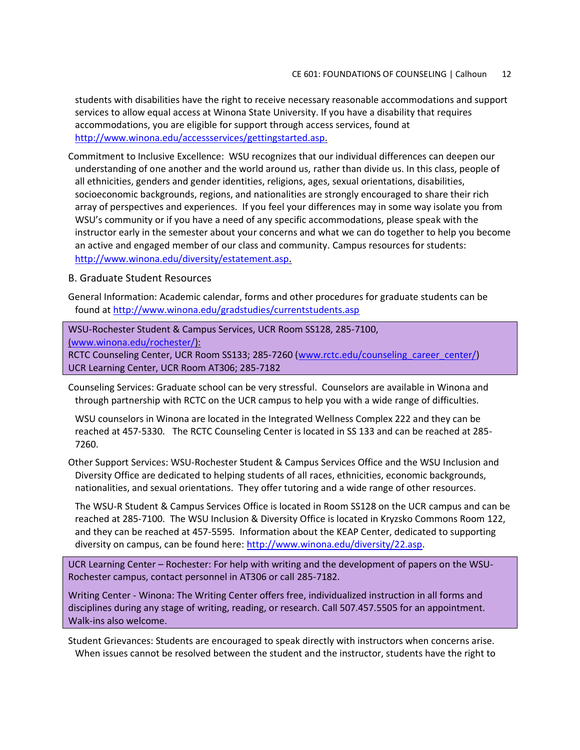students with disabilities have the right to receive necessary reasonable accommodations and support services to allow equal access at Winona State University. If you have a disability that requires accommodations, you are eligible for support through access services, found at http://www.winona.edu/accessservices/gettingstarted.asp.

Commitment to Inclusive Excellence: WSU recognizes that our individual differences can deepen our understanding of one another and the world around us, rather than divide us. In this class, people of all ethnicities, genders and gender identities, religions, ages, sexual orientations, disabilities, socioeconomic backgrounds, regions, and nationalities are strongly encouraged to share their rich array of perspectives and experiences. If you feel your differences may in some way isolate you from WSU's community or if you have a need of any specific accommodations, please speak with the instructor early in the semester about your concerns and what we can do together to help you become an active and engaged member of our class and community. Campus resources for students: http://www.winona.edu/diversity/estatement.asp.

## B. Graduate Student Resources

General Information: Academic calendar, forms and other procedures for graduate students can be found at http://www.winona.edu/gradstudies/currentstudents.asp

WSU-Rochester Student & Campus Services, UCR Room SS128, 285-7100, (www.winona.edu/rochester/):
RCTC Counseling Center, UCR Room SS133; 285-7260 (www.rctc.edu/counseling_career_center/)
UCR Learning Center, UCR Room AT306; 285-7182

Counseling Services: Graduate school can be very stressful. Counselors are available in Winona and through partnership with RCTC on the UCR campus to help you with a wide range of difficulties.

WSU counselors in Winona are located in the Integrated Wellness Complex 222 and they can be reached at 457-5330. The RCTC Counseling Center is located in SS 133 and can be reached at 285-7260.

Other Support Services: WSU-Rochester Student & Campus Services Office and the WSU Inclusion and Diversity Office are dedicated to helping students of all races, ethnicities, economic backgrounds, nationalities, and sexual orientations. They offer tutoring and a wide range of other resources.

The WSU-R Student & Campus Services Office is located in Room SS128 on the UCR campus and can be reached at 285-7100. The WSU Inclusion & Diversity Office is located in Kryzsko Commons Room 122, and they can be reached at 457-5595. Information about the KEAP Center, dedicated to supporting diversity on campus, can be found here: http://www.winona.edu/diversity/22.asp.

UCR Learning Center – Rochester: For help with writing and the development of papers on the WSU-Rochester campus, contact personnel in AT306 or call 285-7182.

Writing Center - Winona: The Writing Center offers free, individualized instruction in all forms and disciplines during any stage of writing, reading, or research. Call 507.457.5505 for an appointment. Walk-ins also welcome.

Student Grievances: Students are encouraged to speak directly with instructors when concerns arise. When issues cannot be resolved between the student and the instructor, students have the right to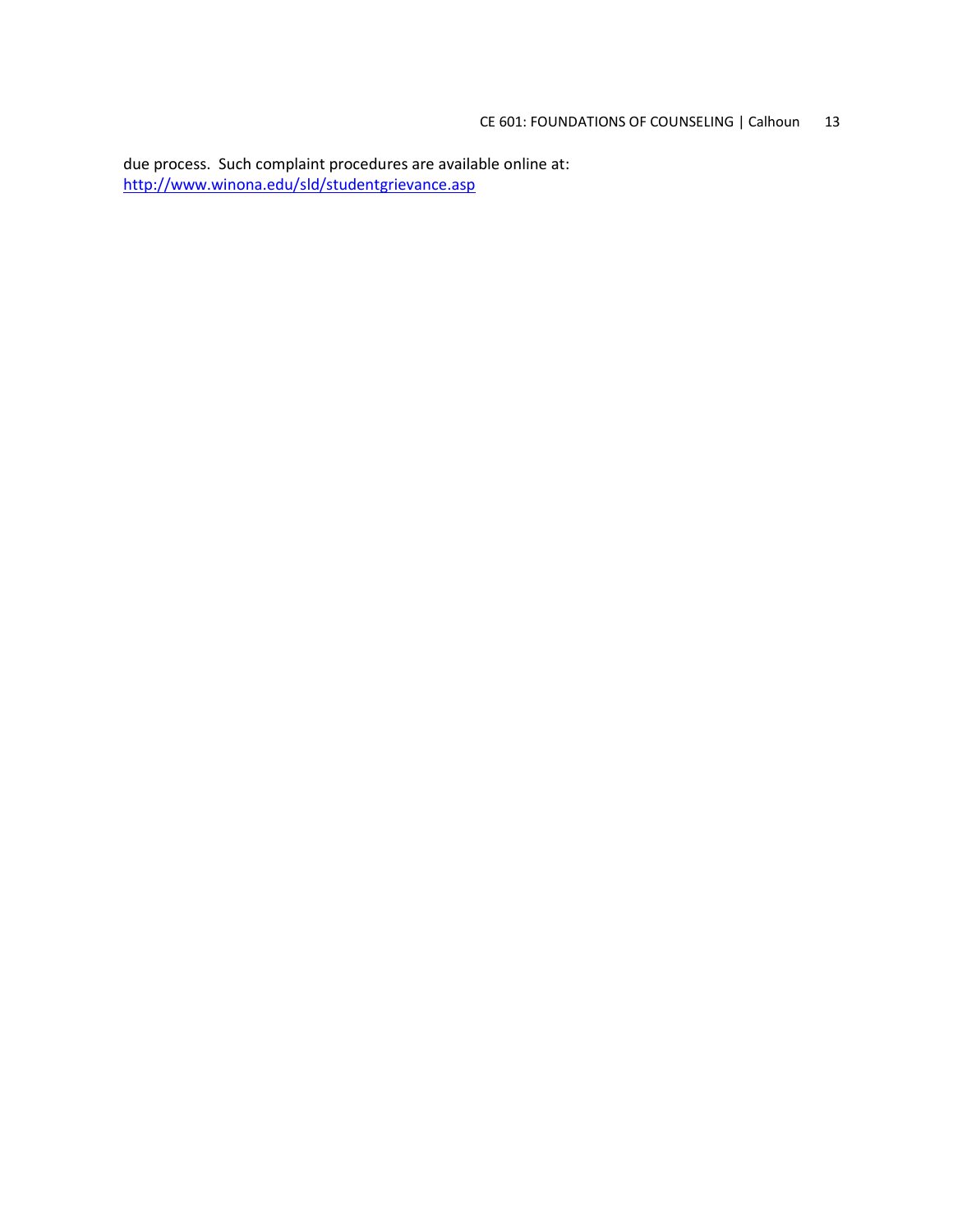due process. Such complaint procedures are available online at:
[http://www.winona.edu/sld/studentgrievance.asp](http://www.winona.edu/sld/studentgrievance.asp)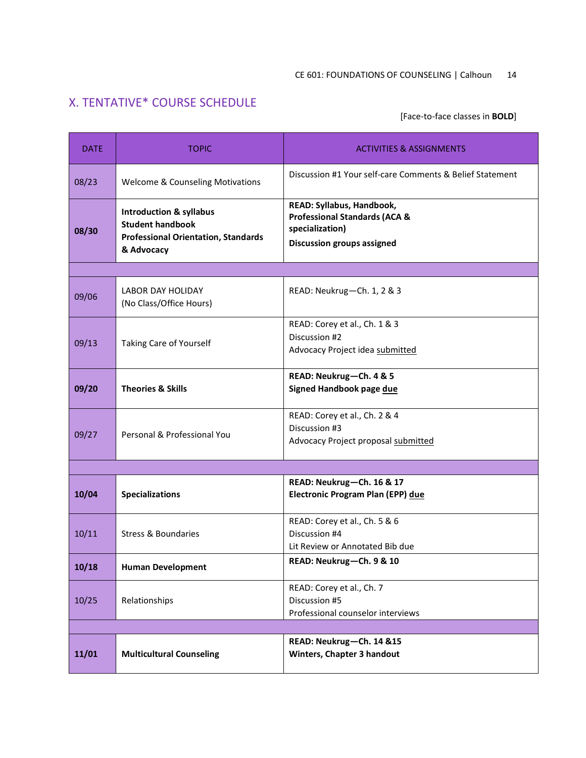## X. TENTATIVE* COURSE SCHEDULE

[Face-to-face classes in **BOLD**]

| DATE | TOPIC | ACTIVITIES & ASSIGNMENTS |
|---|---|---|
| 08/23 | Welcome & Counseling Motivations | Discussion #1 Your self-care Comments & Belief Statement |
| **08/30** | **Introduction & syllabus**<br>**Student handbook**<br>**Professional Orientation, Standards & Advocacy** | **READ: Syllabus, Handbook, Professional Standards (ACA & specialization)**<br>**Discussion groups assigned** |
| | | |
| 09/06 | LABOR DAY HOLIDAY<br>(No Class/Office Hours) | READ: Neukrug—Ch. 1, 2 & 3 |
| 09/13 | Taking Care of Yourself | READ: Corey et al., Ch. 1 & 3<br>Discussion #2<br>Advocacy Project idea submitted |
| **09/20** | **Theories & Skills** | **READ: Neukrug—Ch. 4 & 5**<br>**Signed Handbook page due** |
| 09/27 | Personal & Professional You | READ: Corey et al., Ch. 2 & 4<br>Discussion #3<br>Advocacy Project proposal submitted |
| | | |
| **10/04** | **Specializations** | **READ: Neukrug—Ch. 16 & 17**<br>**Electronic Program Plan (EPP) due** |
| 10/11 | Stress & Boundaries | READ: Corey et al., Ch. 5 & 6<br>Discussion #4<br>Lit Review or Annotated Bib due |
| **10/18** | **Human Development** | **READ: Neukrug—Ch. 9 & 10** |
| 10/25 | Relationships | READ: Corey et al., Ch. 7<br>Discussion #5<br>Professional counselor interviews |
| | | |
| **11/01** | **Multicultural Counseling** | **READ: Neukrug—Ch. 14 &15**<br>**Winters, Chapter 3 handout** |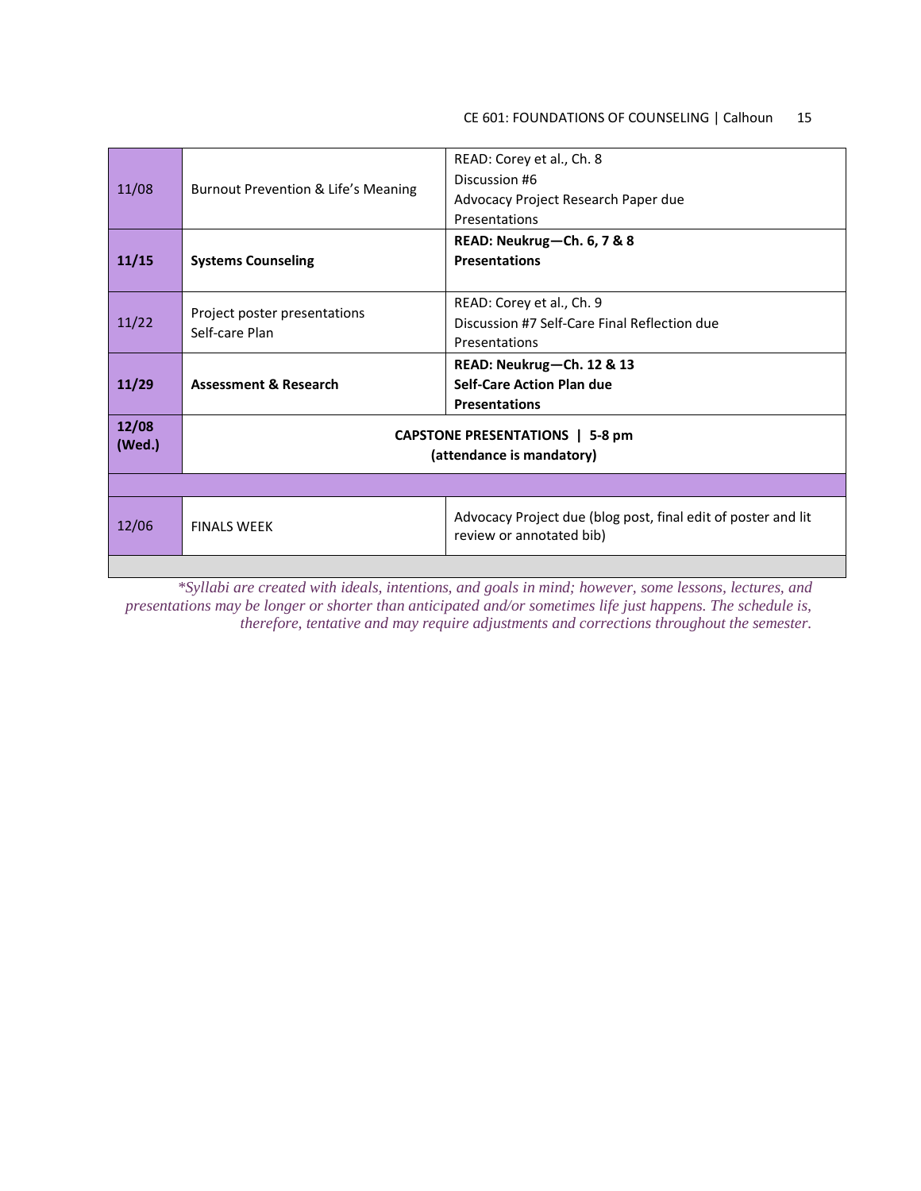| | | |
|---|---|---|
| 11/08 | Burnout Prevention & Life's Meaning | READ: Corey et al., Ch. 8<br>Discussion #6<br>Advocacy Project Research Paper due<br>Presentations |
| **11/15** | **Systems Counseling** | **READ: Neukrug—Ch. 6, 7 & 8**<br>**Presentations** |
| 11/22 | Project poster presentations<br>Self-care Plan | READ: Corey et al., Ch. 9<br>Discussion #7 Self-Care Final Reflection due<br>Presentations |
| **11/29** | **Assessment & Research** | **READ: Neukrug—Ch. 12 & 13**<br>**Self-Care Action Plan due**<br>**Presentations** |
| **12/08 (Wed.)** | **CAPSTONE PRESENTATIONS \| 5-8 pm (attendance is mandatory)** | |
| | | |
| 12/06 | FINALS WEEK | Advocacy Project due (blog post, final edit of poster and lit review or annotated bib) |
| | | |

*\*Syllabi are created with ideals, intentions, and goals in mind; however, some lessons, lectures, and presentations may be longer or shorter than anticipated and/or sometimes life just happens. The schedule is, therefore, tentative and may require adjustments and corrections throughout the semester.*